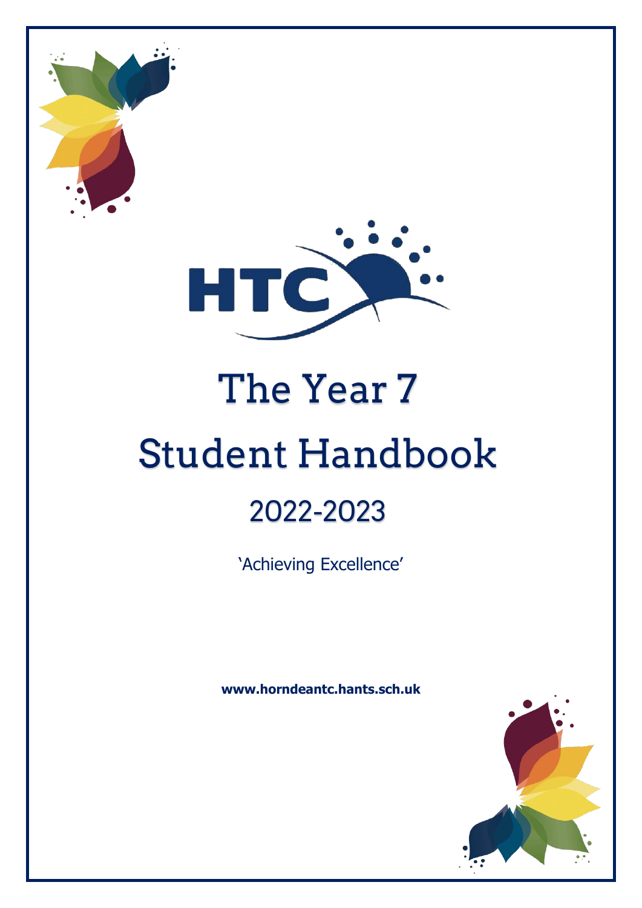HTC

# The Year 7 Student Handbook

## 2022-2023

'Achieving Excellence'

**www.horndeantc.hants.sch.uk**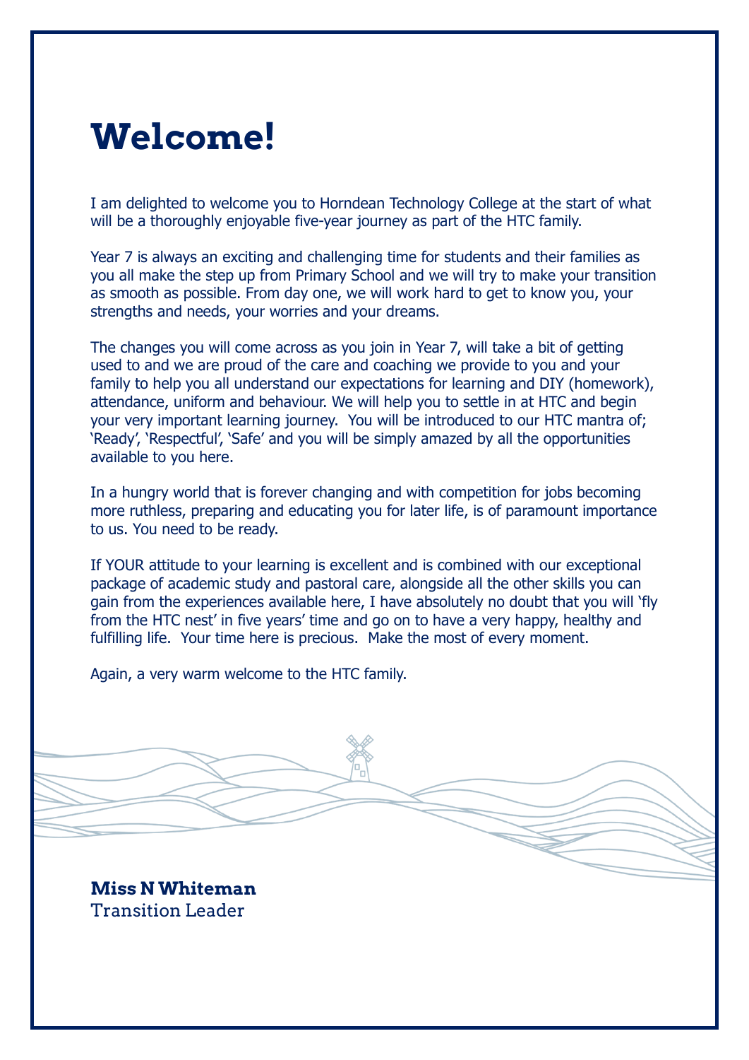# Welcome!

I am delighted to welcome you to Horndean Technology College at the start of what will be a thoroughly enjoyable five-year journey as part of the HTC family.

Year 7 is always an exciting and challenging time for students and their families as you all make the step up from Primary School and we will try to make your transition as smooth as possible. From day one, we will work hard to get to know you, your strengths and needs, your worries and your dreams.

The changes you will come across as you join in Year 7, will take a bit of getting used to and we are proud of the care and coaching we provide to you and your family to help you all understand our expectations for learning and DIY (homework), attendance, uniform and behaviour. We will help you to settle in at HTC and begin your very important learning journey. You will be introduced to our HTC mantra of; 'Ready', 'Respectful', 'Safe' and you will be simply amazed by all the opportunities available to you here.

In a hungry world that is forever changing and with competition for jobs becoming more ruthless, preparing and educating you for later life, is of paramount importance to us. You need to be ready.

If YOUR attitude to your learning is excellent and is combined with our exceptional package of academic study and pastoral care, alongside all the other skills you can gain from the experiences available here, I have absolutely no doubt that you will 'fly from the HTC nest' in five years' time and go on to have a very happy, healthy and fulfilling life. Your time here is precious. Make the most of every moment.

Again, a very warm welcome to the HTC family.

**Miss N Whiteman**
Transition Leader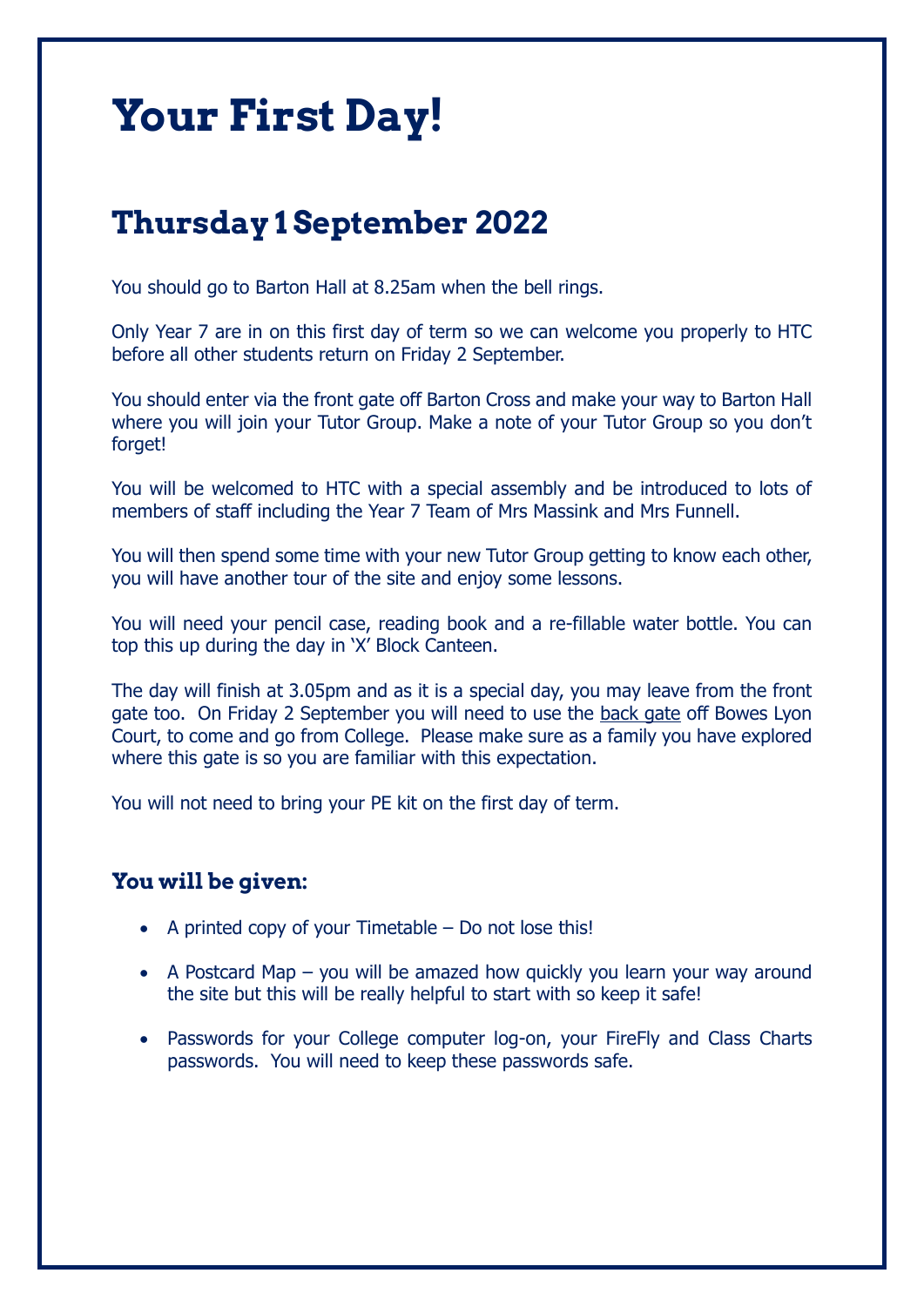# Your First Day!

## Thursday 1 September 2022

You should go to Barton Hall at 8.25am when the bell rings.

Only Year 7 are in on this first day of term so we can welcome you properly to HTC before all other students return on Friday 2 September.

You should enter via the front gate off Barton Cross and make your way to Barton Hall where you will join your Tutor Group. Make a note of your Tutor Group so you don't forget!

You will be welcomed to HTC with a special assembly and be introduced to lots of members of staff including the Year 7 Team of Mrs Massink and Mrs Funnell.

You will then spend some time with your new Tutor Group getting to know each other, you will have another tour of the site and enjoy some lessons.

You will need your pencil case, reading book and a re-fillable water bottle. You can top this up during the day in 'X' Block Canteen.

The day will finish at 3.05pm and as it is a special day, you may leave from the front gate too. On Friday 2 September you will need to use the back gate off Bowes Lyon Court, to come and go from College. Please make sure as a family you have explored where this gate is so you are familiar with this expectation.

You will not need to bring your PE kit on the first day of term.

### You will be given:

- A printed copy of your Timetable – Do not lose this!
- A Postcard Map – you will be amazed how quickly you learn your way around the site but this will be really helpful to start with so keep it safe!
- Passwords for your College computer log-on, your FireFly and Class Charts passwords. You will need to keep these passwords safe.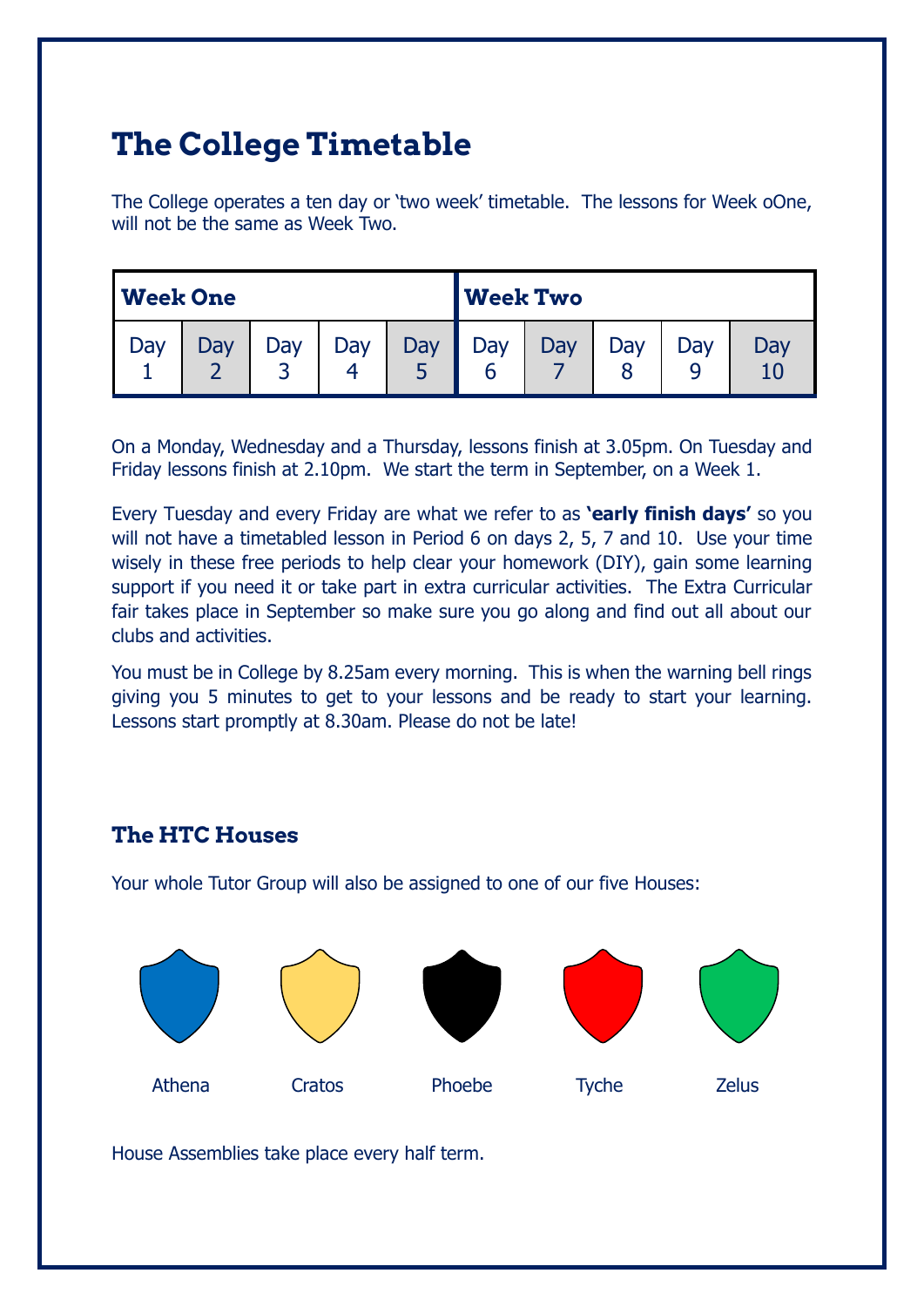# The College Timetable

The College operates a ten day or 'two week' timetable. The lessons for Week oOne, will not be the same as Week Two.

| Week One | | | | | Week Two | | | | |
|---|---|---|---|---|---|---|---|---|---|
| Day 1 | Day 2 | Day 3 | Day 4 | Day 5 | Day 6 | Day 7 | Day 8 | Day 9 | Day 10 |

On a Monday, Wednesday and a Thursday, lessons finish at 3.05pm. On Tuesday and Friday lessons finish at 2.10pm. We start the term in September, on a Week 1.

Every Tuesday and every Friday are what we refer to as **'early finish days'** so you will not have a timetabled lesson in Period 6 on days 2, 5, 7 and 10. Use your time wisely in these free periods to help clear your homework (DIY), gain some learning support if you need it or take part in extra curricular activities. The Extra Curricular fair takes place in September so make sure you go along and find out all about our clubs and activities.

You must be in College by 8.25am every morning. This is when the warning bell rings giving you 5 minutes to get to your lessons and be ready to start your learning. Lessons start promptly at 8.30am. Please do not be late!

## The HTC Houses

Your whole Tutor Group will also be assigned to one of our five Houses:

Athena    Cratos    Phoebe    Tyche    Zelus

House Assemblies take place every half term.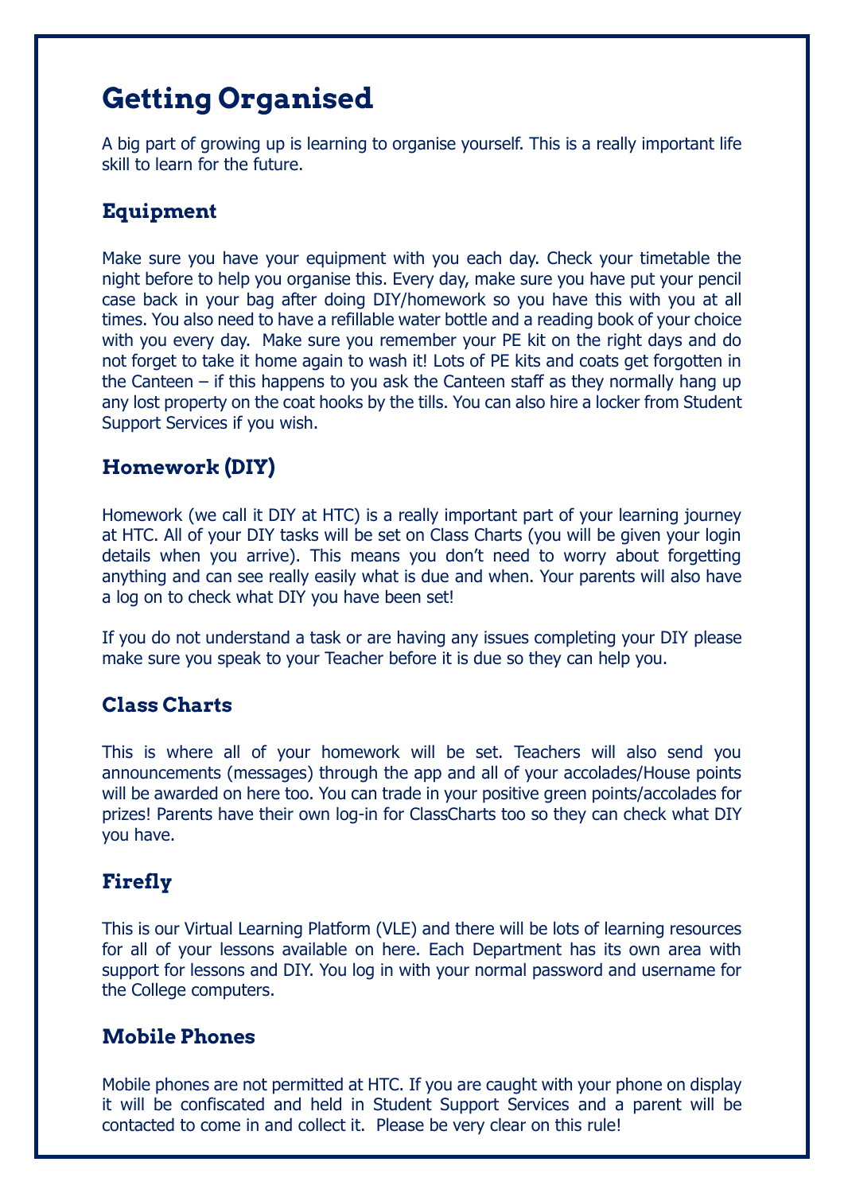# Getting Organised

A big part of growing up is learning to organise yourself. This is a really important life skill to learn for the future.

## Equipment

Make sure you have your equipment with you each day. Check your timetable the night before to help you organise this. Every day, make sure you have put your pencil case back in your bag after doing DIY/homework so you have this with you at all times. You also need to have a refillable water bottle and a reading book of your choice with you every day. Make sure you remember your PE kit on the right days and do not forget to take it home again to wash it! Lots of PE kits and coats get forgotten in the Canteen – if this happens to you ask the Canteen staff as they normally hang up any lost property on the coat hooks by the tills. You can also hire a locker from Student Support Services if you wish.

## Homework (DIY)

Homework (we call it DIY at HTC) is a really important part of your learning journey at HTC. All of your DIY tasks will be set on Class Charts (you will be given your login details when you arrive). This means you don't need to worry about forgetting anything and can see really easily what is due and when. Your parents will also have a log on to check what DIY you have been set!

If you do not understand a task or are having any issues completing your DIY please make sure you speak to your Teacher before it is due so they can help you.

## Class Charts

This is where all of your homework will be set. Teachers will also send you announcements (messages) through the app and all of your accolades/House points will be awarded on here too. You can trade in your positive green points/accolades for prizes! Parents have their own log-in for ClassCharts too so they can check what DIY you have.

## Firefly

This is our Virtual Learning Platform (VLE) and there will be lots of learning resources for all of your lessons available on here. Each Department has its own area with support for lessons and DIY. You log in with your normal password and username for the College computers.

## Mobile Phones

Mobile phones are not permitted at HTC. If you are caught with your phone on display it will be confiscated and held in Student Support Services and a parent will be contacted to come in and collect it. Please be very clear on this rule!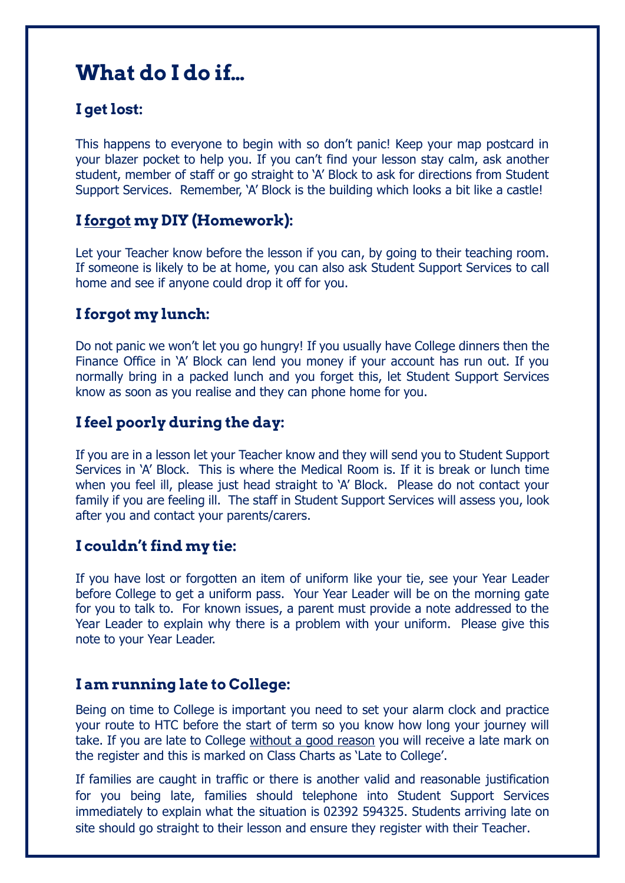# What do I do if…

## I get lost:

This happens to everyone to begin with so don't panic! Keep your map postcard in your blazer pocket to help you. If you can't find your lesson stay calm, ask another student, member of staff or go straight to 'A' Block to ask for directions from Student Support Services. Remember, 'A' Block is the building which looks a bit like a castle!

## I <u>forgot</u> my DIY (Homework):

Let your Teacher know before the lesson if you can, by going to their teaching room. If someone is likely to be at home, you can also ask Student Support Services to call home and see if anyone could drop it off for you.

## I forgot my lunch:

Do not panic we won't let you go hungry! If you usually have College dinners then the Finance Office in 'A' Block can lend you money if your account has run out. If you normally bring in a packed lunch and you forget this, let Student Support Services know as soon as you realise and they can phone home for you.

## I feel poorly during the day:

If you are in a lesson let your Teacher know and they will send you to Student Support Services in 'A' Block. This is where the Medical Room is. If it is break or lunch time when you feel ill, please just head straight to 'A' Block. Please do not contact your family if you are feeling ill. The staff in Student Support Services will assess you, look after you and contact your parents/carers.

## I couldn't find my tie:

If you have lost or forgotten an item of uniform like your tie, see your Year Leader before College to get a uniform pass. Your Year Leader will be on the morning gate for you to talk to. For known issues, a parent must provide a note addressed to the Year Leader to explain why there is a problem with your uniform. Please give this note to your Year Leader.

## I am running late to College:

Being on time to College is important you need to set your alarm clock and practice your route to HTC before the start of term so you know how long your journey will take. If you are late to College <u>without a good reason</u> you will receive a late mark on the register and this is marked on Class Charts as 'Late to College'.

If families are caught in traffic or there is another valid and reasonable justification for you being late, families should telephone into Student Support Services immediately to explain what the situation is 02392 594325. Students arriving late on site should go straight to their lesson and ensure they register with their Teacher.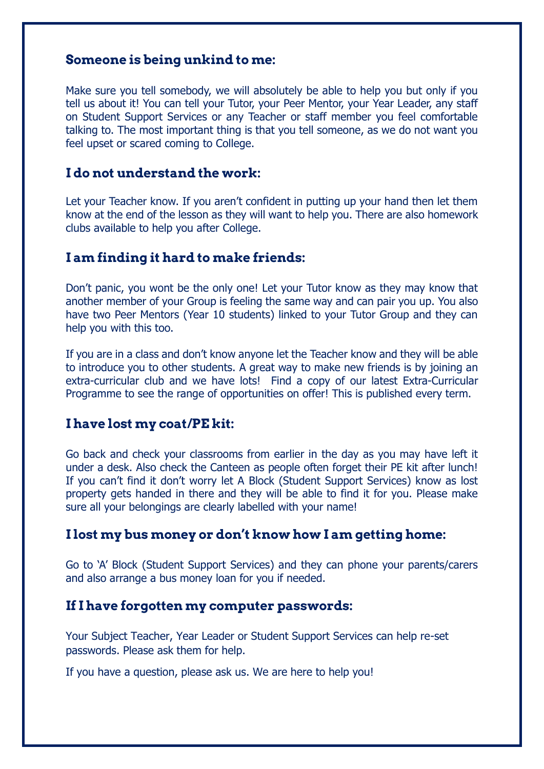### Someone is being unkind to me:

Make sure you tell somebody, we will absolutely be able to help you but only if you tell us about it! You can tell your Tutor, your Peer Mentor, your Year Leader, any staff on Student Support Services or any Teacher or staff member you feel comfortable talking to. The most important thing is that you tell someone, as we do not want you feel upset or scared coming to College.

### I do not understand the work:

Let your Teacher know. If you aren't confident in putting up your hand then let them know at the end of the lesson as they will want to help you. There are also homework clubs available to help you after College.

### I am finding it hard to make friends:

Don't panic, you wont be the only one! Let your Tutor know as they may know that another member of your Group is feeling the same way and can pair you up. You also have two Peer Mentors (Year 10 students) linked to your Tutor Group and they can help you with this too.

If you are in a class and don't know anyone let the Teacher know and they will be able to introduce you to other students. A great way to make new friends is by joining an extra-curricular club and we have lots! Find a copy of our latest Extra-Curricular Programme to see the range of opportunities on offer! This is published every term.

### I have lost my coat/PE kit:

Go back and check your classrooms from earlier in the day as you may have left it under a desk. Also check the Canteen as people often forget their PE kit after lunch! If you can't find it don't worry let A Block (Student Support Services) know as lost property gets handed in there and they will be able to find it for you. Please make sure all your belongings are clearly labelled with your name!

### I lost my bus money or don't know how I am getting home:

Go to 'A' Block (Student Support Services) and they can phone your parents/carers and also arrange a bus money loan for you if needed.

### If I have forgotten my computer passwords:

Your Subject Teacher, Year Leader or Student Support Services can help re-set passwords. Please ask them for help.

If you have a question, please ask us. We are here to help you!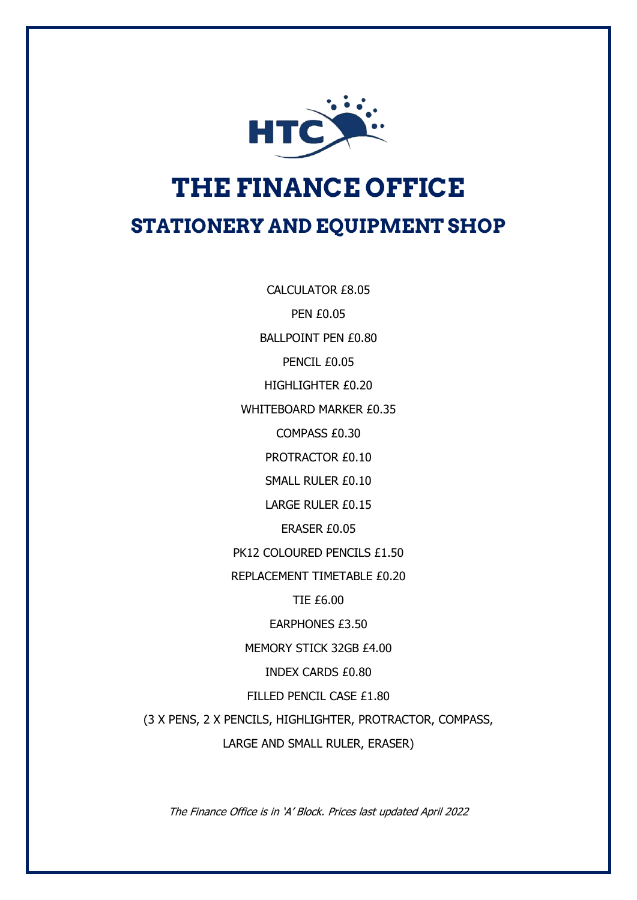# THE FINANCE OFFICE

## STATIONERY AND EQUIPMENT SHOP

CALCULATOR £8.05

PEN £0.05

BALLPOINT PEN £0.80

PENCIL £0.05

HIGHLIGHTER £0.20

WHITEBOARD MARKER £0.35

COMPASS £0.30

PROTRACTOR £0.10

SMALL RULER £0.10

LARGE RULER £0.15

ERASER £0.05

PK12 COLOURED PENCILS £1.50

REPLACEMENT TIMETABLE £0.20

TIE £6.00

EARPHONES £3.50

MEMORY STICK 32GB £4.00

INDEX CARDS £0.80

FILLED PENCIL CASE £1.80

(3 X PENS, 2 X PENCILS, HIGHLIGHTER, PROTRACTOR, COMPASS, LARGE AND SMALL RULER, ERASER)

*The Finance Office is in 'A' Block. Prices last updated April 2022*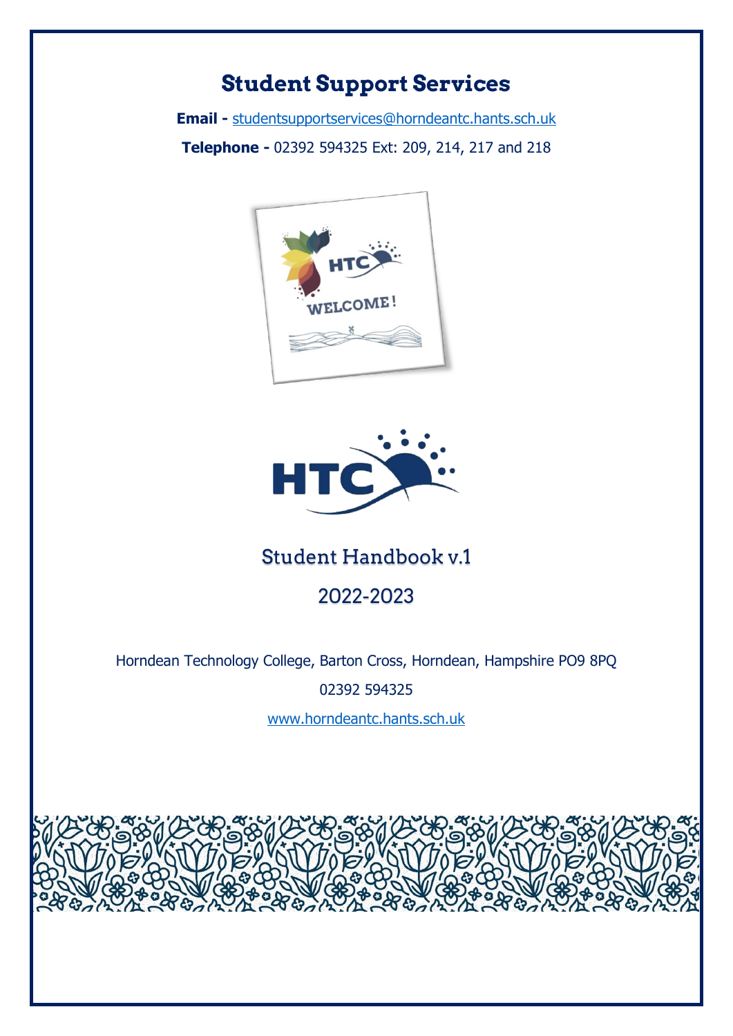# Student Support Services

**Email -** studentsupportservices@horndeantc.hants.sch.uk

**Telephone -** 02392 594325 Ext: 209, 214, 217 and 218

Student Handbook v.1

2022-2023

Horndean Technology College, Barton Cross, Horndean, Hampshire PO9 8PQ

02392 594325

www.horndeantc.hants.sch.uk